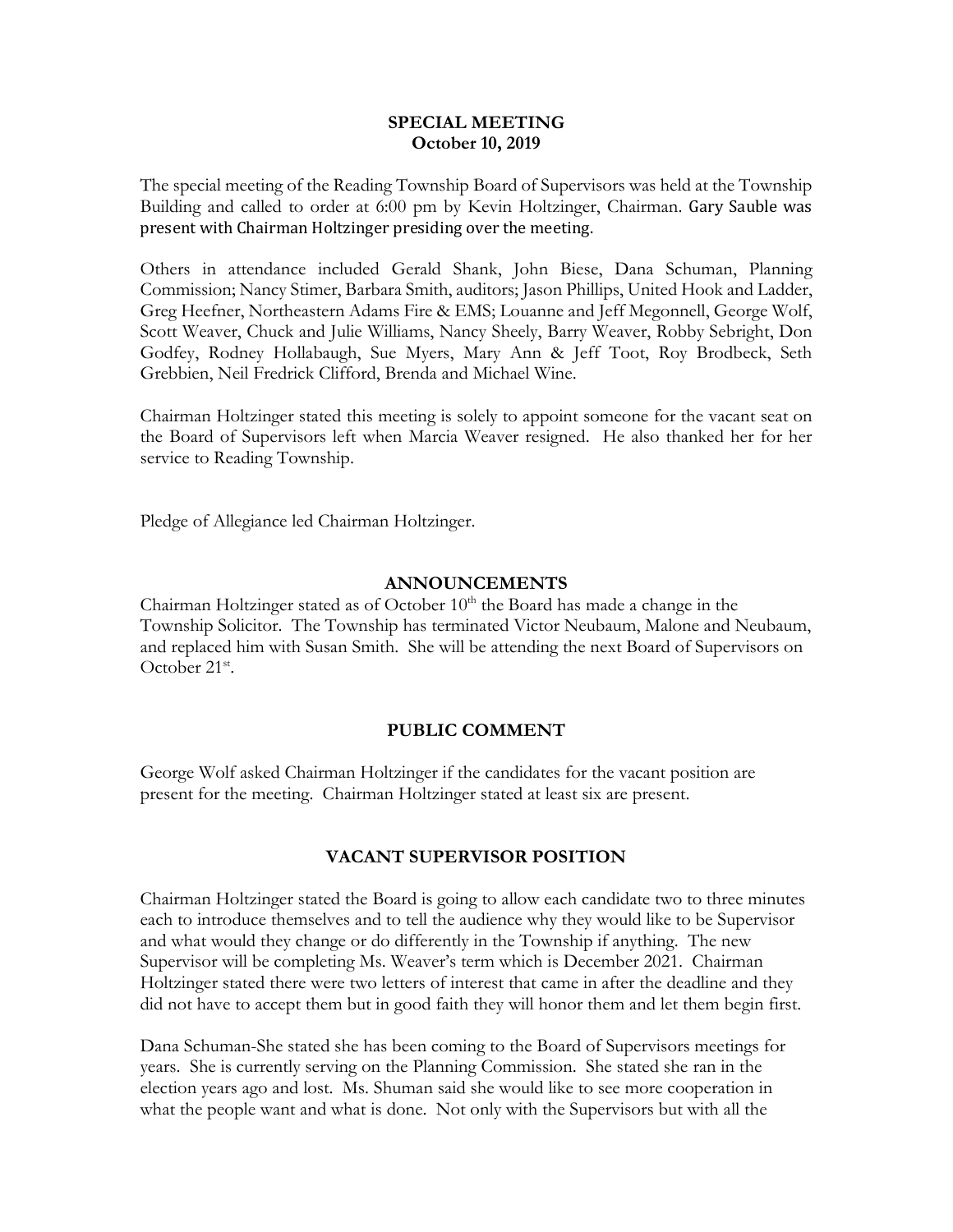**SPECIAL MEETING**
**October 10, 2019**

The special meeting of the Reading Township Board of Supervisors was held at the Township Building and called to order at 6:00 pm by Kevin Holtzinger, Chairman. Gary Sauble was present with Chairman Holtzinger presiding over the meeting.

Others in attendance included Gerald Shank, John Biese, Dana Schuman, Planning Commission; Nancy Stimer, Barbara Smith, auditors; Jason Phillips, United Hook and Ladder, Greg Heefner, Northeastern Adams Fire & EMS; Louanne and Jeff Megonnell, George Wolf, Scott Weaver, Chuck and Julie Williams, Nancy Sheely, Barry Weaver, Robby Sebright, Don Godfey, Rodney Hollabaugh, Sue Myers, Mary Ann & Jeff Toot, Roy Brodbeck, Seth Grebbien, Neil Fredrick Clifford, Brenda and Michael Wine.

Chairman Holtzinger stated this meeting is solely to appoint someone for the vacant seat on the Board of Supervisors left when Marcia Weaver resigned. He also thanked her for her service to Reading Township.

Pledge of Allegiance led Chairman Holtzinger.

## ANNOUNCEMENTS

Chairman Holtzinger stated as of October 10th the Board has made a change in the Township Solicitor. The Township has terminated Victor Neubaum, Malone and Neubaum, and replaced him with Susan Smith. She will be attending the next Board of Supervisors on October 21st.

## PUBLIC COMMENT

George Wolf asked Chairman Holtzinger if the candidates for the vacant position are present for the meeting. Chairman Holtzinger stated at least six are present.

## VACANT SUPERVISOR POSITION

Chairman Holtzinger stated the Board is going to allow each candidate two to three minutes each to introduce themselves and to tell the audience why they would like to be Supervisor and what would they change or do differently in the Township if anything. The new Supervisor will be completing Ms. Weaver's term which is December 2021. Chairman Holtzinger stated there were two letters of interest that came in after the deadline and they did not have to accept them but in good faith they will honor them and let them begin first.

Dana Schuman-She stated she has been coming to the Board of Supervisors meetings for years. She is currently serving on the Planning Commission. She stated she ran in the election years ago and lost. Ms. Shuman said she would like to see more cooperation in what the people want and what is done. Not only with the Supervisors but with all the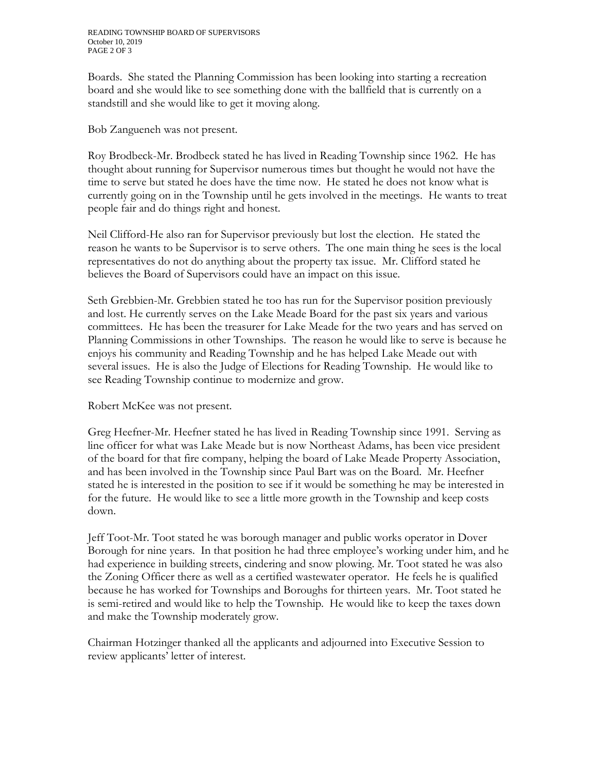Boards. She stated the Planning Commission has been looking into starting a recreation board and she would like to see something done with the ballfield that is currently on a standstill and she would like to get it moving along.

Bob Zangueneh was not present.

Roy Brodbeck-Mr. Brodbeck stated he has lived in Reading Township since 1962. He has thought about running for Supervisor numerous times but thought he would not have the time to serve but stated he does have the time now. He stated he does not know what is currently going on in the Township until he gets involved in the meetings. He wants to treat people fair and do things right and honest.

Neil Clifford-He also ran for Supervisor previously but lost the election. He stated the reason he wants to be Supervisor is to serve others. The one main thing he sees is the local representatives do not do anything about the property tax issue. Mr. Clifford stated he believes the Board of Supervisors could have an impact on this issue.

Seth Grebbien-Mr. Grebbien stated he too has run for the Supervisor position previously and lost. He currently serves on the Lake Meade Board for the past six years and various committees. He has been the treasurer for Lake Meade for the two years and has served on Planning Commissions in other Townships. The reason he would like to serve is because he enjoys his community and Reading Township and he has helped Lake Meade out with several issues. He is also the Judge of Elections for Reading Township. He would like to see Reading Township continue to modernize and grow.

Robert McKee was not present.

Greg Heefner-Mr. Heefner stated he has lived in Reading Township since 1991. Serving as line officer for what was Lake Meade but is now Northeast Adams, has been vice president of the board for that fire company, helping the board of Lake Meade Property Association, and has been involved in the Township since Paul Bart was on the Board. Mr. Heefner stated he is interested in the position to see if it would be something he may be interested in for the future. He would like to see a little more growth in the Township and keep costs down.

Jeff Toot-Mr. Toot stated he was borough manager and public works operator in Dover Borough for nine years. In that position he had three employee's working under him, and he had experience in building streets, cindering and snow plowing. Mr. Toot stated he was also the Zoning Officer there as well as a certified wastewater operator. He feels he is qualified because he has worked for Townships and Boroughs for thirteen years. Mr. Toot stated he is semi-retired and would like to help the Township. He would like to keep the taxes down and make the Township moderately grow.

Chairman Hotzinger thanked all the applicants and adjourned into Executive Session to review applicants' letter of interest.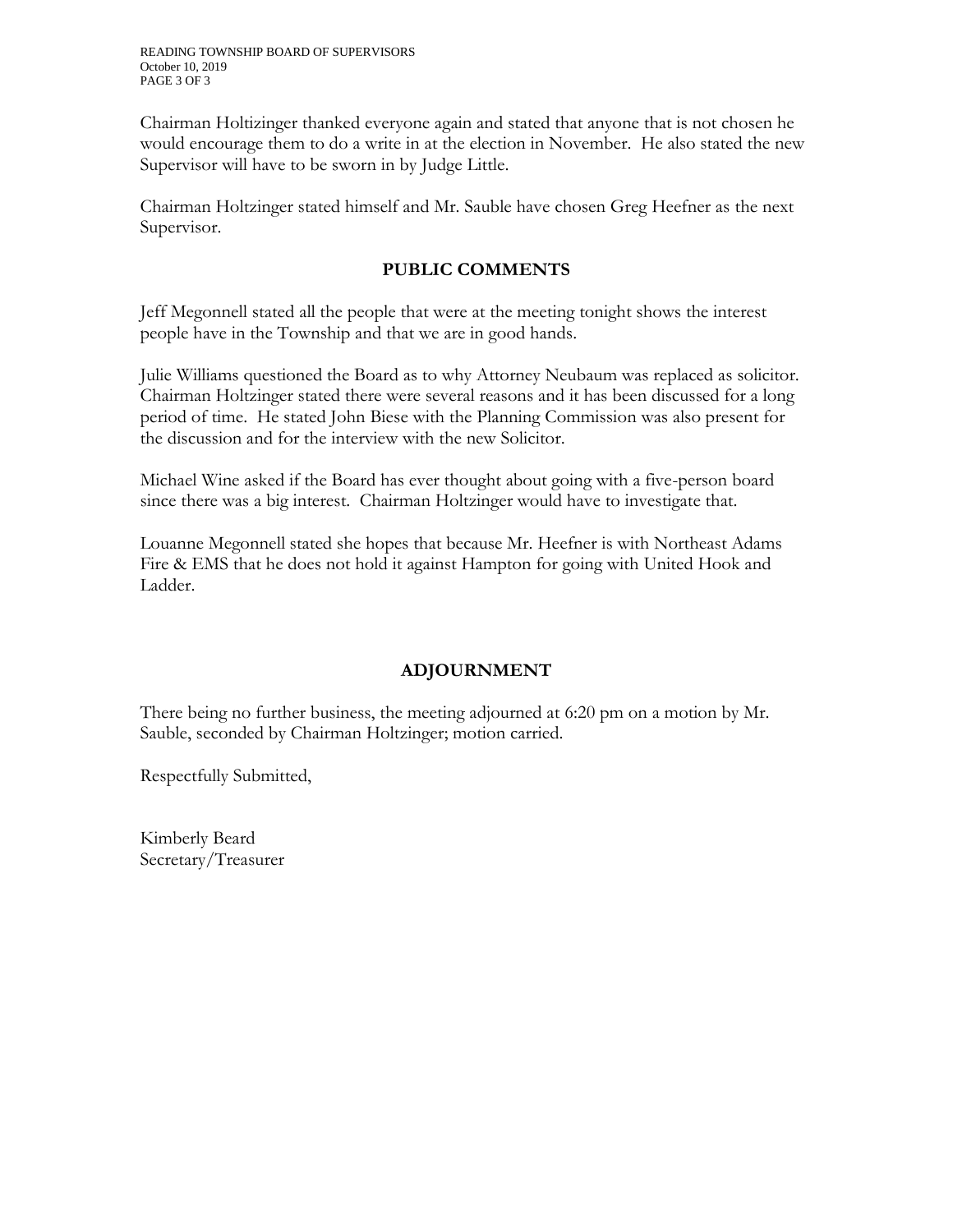Chairman Holtizinger thanked everyone again and stated that anyone that is not chosen he would encourage them to do a write in at the election in November. He also stated the new Supervisor will have to be sworn in by Judge Little.

Chairman Holtzinger stated himself and Mr. Sauble have chosen Greg Heefner as the next Supervisor.

## PUBLIC COMMENTS

Jeff Megonnell stated all the people that were at the meeting tonight shows the interest people have in the Township and that we are in good hands.

Julie Williams questioned the Board as to why Attorney Neubaum was replaced as solicitor. Chairman Holtzinger stated there were several reasons and it has been discussed for a long period of time. He stated John Biese with the Planning Commission was also present for the discussion and for the interview with the new Solicitor.

Michael Wine asked if the Board has ever thought about going with a five-person board since there was a big interest. Chairman Holtzinger would have to investigate that.

Louanne Megonnell stated she hopes that because Mr. Heefner is with Northeast Adams Fire & EMS that he does not hold it against Hampton for going with United Hook and Ladder.

## ADJOURNMENT

There being no further business, the meeting adjourned at 6:20 pm on a motion by Mr. Sauble, seconded by Chairman Holtzinger; motion carried.

Respectfully Submitted,

Kimberly Beard
Secretary/Treasurer